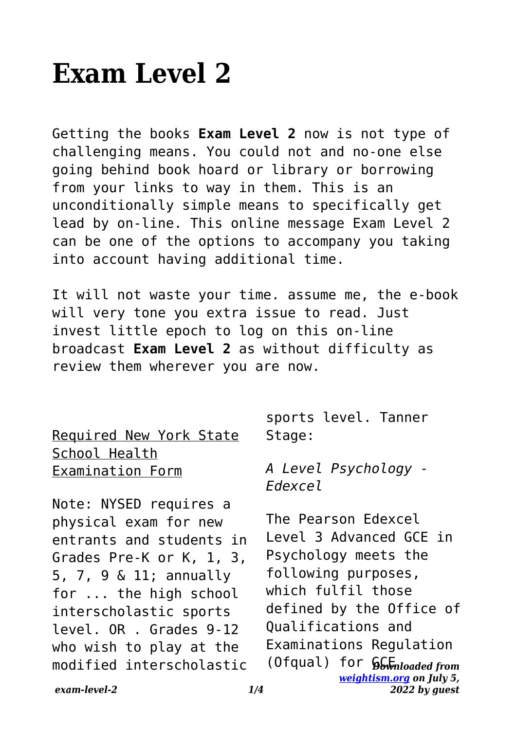# Exam Level 2

Getting the books **Exam Level 2** now is not type of challenging means. You could not and no-one else going behind book hoard or library or borrowing from your links to way in them. This is an unconditionally simple means to specifically get lead by on-line. This online message Exam Level 2 can be one of the options to accompany you taking into account having additional time.

It will not waste your time. assume me, the e-book will very tone you extra issue to read. Just invest little epoch to log on this on-line broadcast **Exam Level 2** as without difficulty as review them wherever you are now.

Required New York State School Health Examination Form

Note: NYSED requires a physical exam for new entrants and students in Grades Pre-K or K, 1, 3, 5, 7, 9 & 11; annually for ... the high school interscholastic sports level. OR . Grades 9-12 who wish to play at the modified interscholastic sports level. Tanner Stage:

*A Level Psychology - Edexcel*

The Pearson Edexcel Level 3 Advanced GCE in Psychology meets the following purposes, which fulfil those defined by the Office of Qualifications and Examinations Regulation (Ofqual) for GCE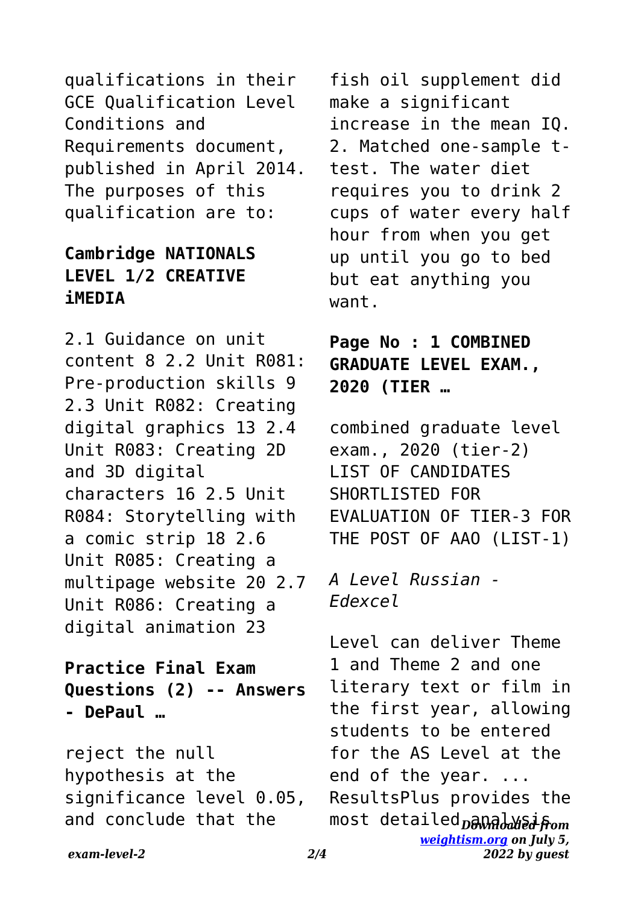qualifications in their GCE Qualification Level Conditions and Requirements document, published in April 2014. The purposes of this qualification are to:

## Cambridge NATIONALS LEVEL 1/2 CREATIVE iMEDIA

2.1 Guidance on unit content 8 2.2 Unit R081: Pre-production skills 9 2.3 Unit R082: Creating digital graphics 13 2.4 Unit R083: Creating 2D and 3D digital characters 16 2.5 Unit R084: Storytelling with a comic strip 18 2.6 Unit R085: Creating a multipage website 20 2.7 Unit R086: Creating a digital animation 23

## Practice Final Exam Questions (2) -- Answers - DePaul …

reject the null hypothesis at the significance level 0.05, and conclude that the fish oil supplement did make a significant increase in the mean IQ. 2. Matched one-sample t-test. The water diet requires you to drink 2 cups of water every half hour from when you get up until you go to bed but eat anything you want.

## Page No : 1 COMBINED GRADUATE LEVEL EXAM., 2020 (TIER …

combined graduate level exam., 2020 (tier-2) LIST OF CANDIDATES SHORTLISTED FOR EVALUATION OF TIER-3 FOR THE POST OF AAO (LIST-1)

*A Level Russian - Edexcel*

Level can deliver Theme 1 and Theme 2 and one literary text or film in the first year, allowing students to be entered for the AS Level at the end of the year. ... ResultsPlus provides the most detailed analysis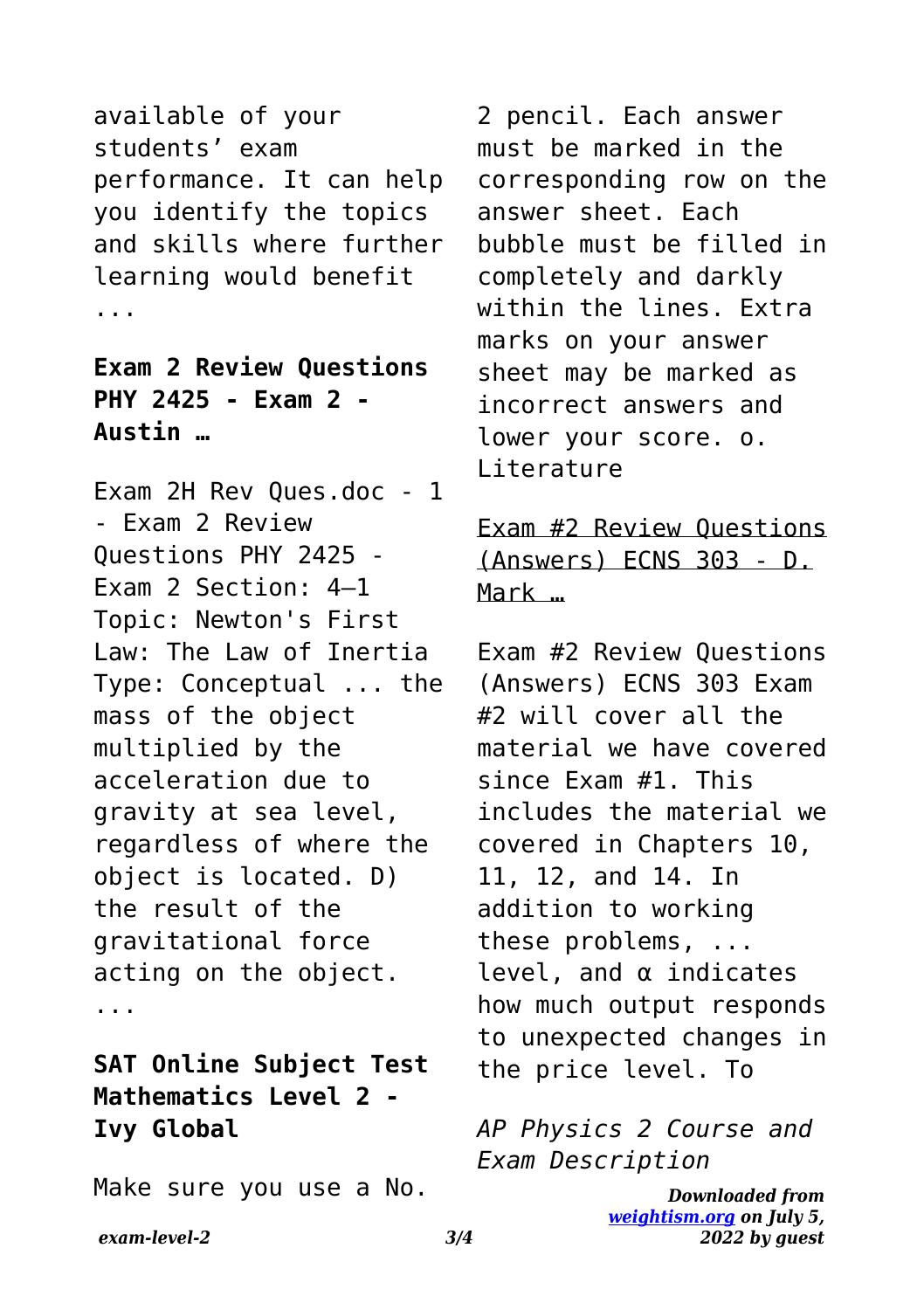available of your students' exam performance. It can help you identify the topics and skills where further learning would benefit ...

**Exam 2 Review Questions PHY 2425 - Exam 2 - Austin …**

Exam 2H Rev Ques.doc - 1 - Exam 2 Review Questions PHY 2425 - Exam 2 Section: 4–1 Topic: Newton's First Law: The Law of Inertia Type: Conceptual ... the mass of the object multiplied by the acceleration due to gravity at sea level, regardless of where the object is located. D) the result of the gravitational force acting on the object. ...

**SAT Online Subject Test Mathematics Level 2 - Ivy Global**

Make sure you use a No. 2 pencil. Each answer must be marked in the corresponding row on the answer sheet. Each bubble must be filled in completely and darkly within the lines. Extra marks on your answer sheet may be marked as incorrect answers and lower your score. o. Literature

Exam #2 Review Questions (Answers) ECNS 303 - D. Mark …

Exam #2 Review Questions (Answers) ECNS 303 Exam #2 will cover all the material we have covered since Exam #1. This includes the material we covered in Chapters 10, 11, 12, and 14. In addition to working these problems, ... level, and $\alpha$ indicates how much output responds to unexpected changes in the price level. To

*AP Physics 2 Course and Exam Description*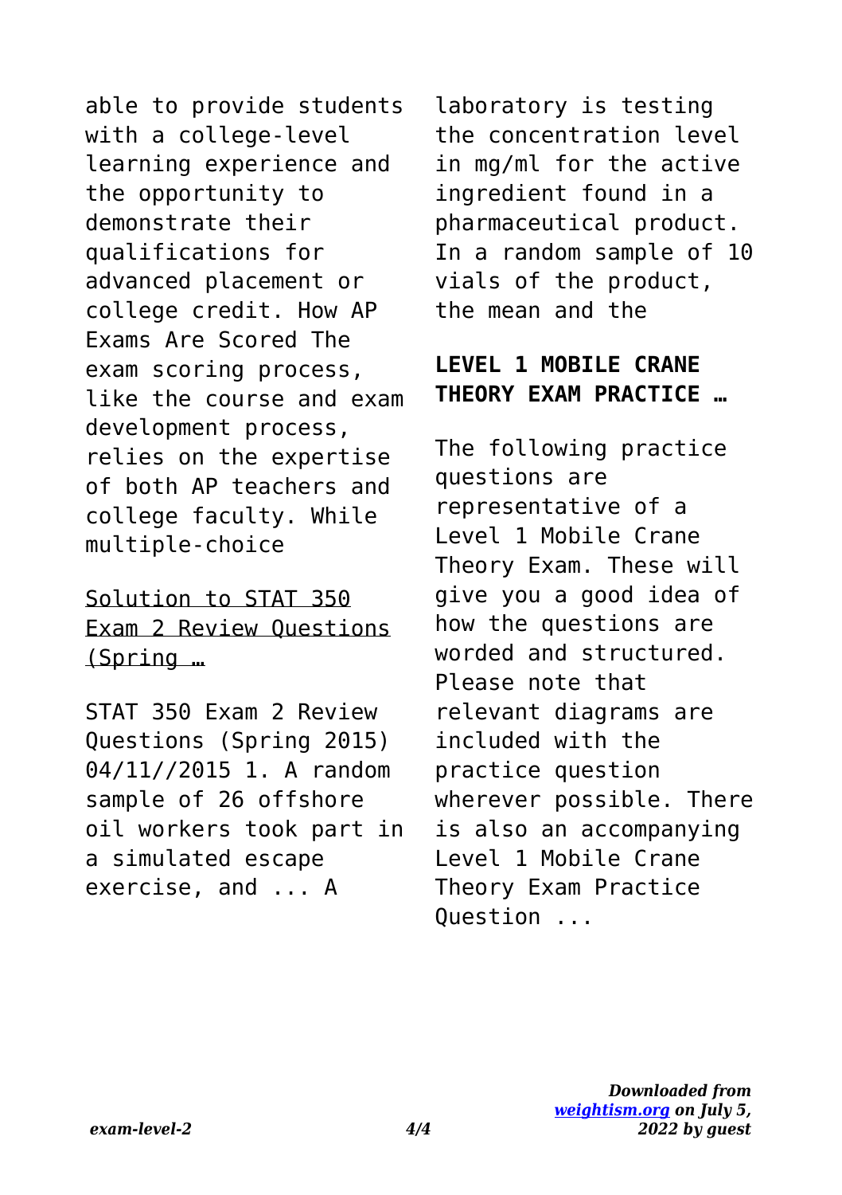able to provide students with a college-level learning experience and the opportunity to demonstrate their qualifications for advanced placement or college credit. How AP Exams Are Scored The exam scoring process, like the course and exam development process, relies on the expertise of both AP teachers and college faculty. While multiple-choice

Solution to STAT 350 Exam 2 Review Questions (Spring …

STAT 350 Exam 2 Review Questions (Spring 2015) 04/11//2015 1. A random sample of 26 offshore oil workers took part in a simulated escape exercise, and ... A laboratory is testing the concentration level in mg/ml for the active ingredient found in a pharmaceutical product. In a random sample of 10 vials of the product, the mean and the

## LEVEL 1 MOBILE CRANE THEORY EXAM PRACTICE …

The following practice questions are representative of a Level 1 Mobile Crane Theory Exam. These will give you a good idea of how the questions are worded and structured. Please note that relevant diagrams are included with the practice question wherever possible. There is also an accompanying Level 1 Mobile Crane Theory Exam Practice Question ...